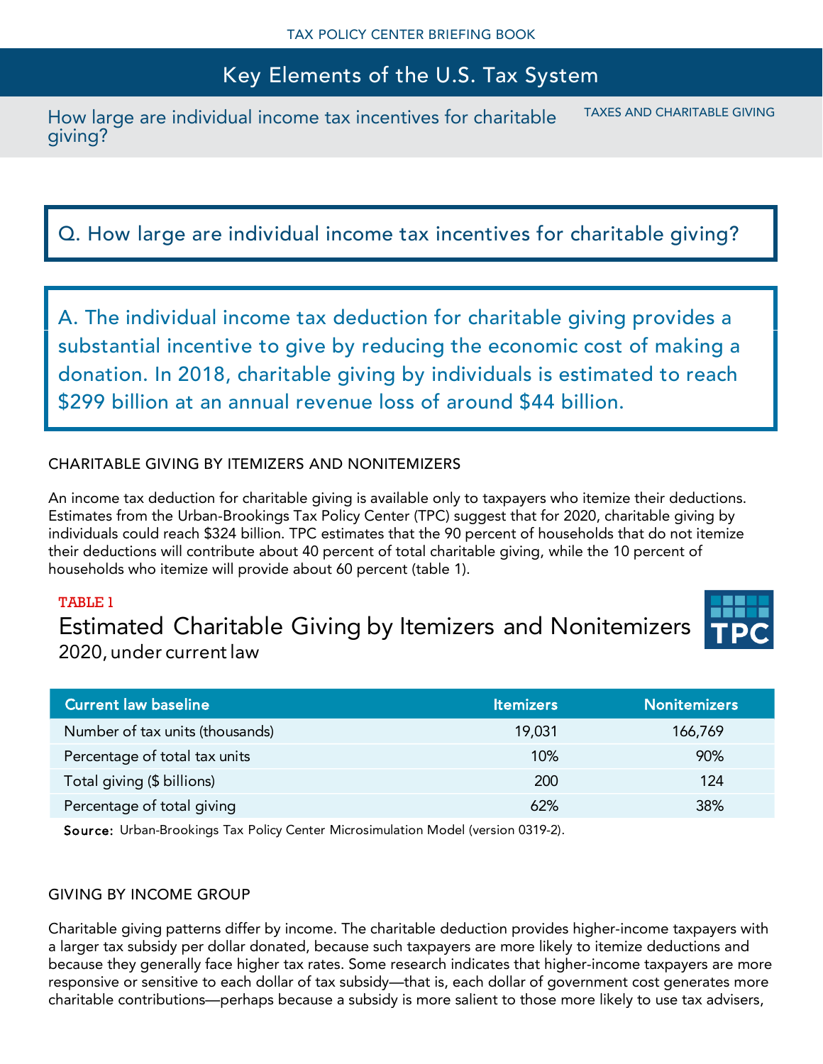# Key Elements of the U.S. Tax System

How large are individual income tax incentives for charitable giving?

TAXES AND CHARITABLE GIVING

## Q. How large are individual income tax incentives for charitable giving?

**A. The individual income tax deduction for charitable giving provides a substantial incentive to give by reducing the economic cost of making a donation. In 2018, charitable giving by individuals is estimated to reach $299 billion at an annual revenue loss of around $44 billion.**

### CHARITABLE GIVING BY ITEMIZERS AND NONITEMIZERS

An income tax deduction for charitable giving is available only to taxpayers who itemize their deductions. Estimates from the Urban-Brookings Tax Policy Center (TPC) suggest that for 2020, charitable giving by individuals could reach $324 billion. TPC estimates that the 90 percent of households that do not itemize their deductions will contribute about 40 percent of total charitable giving, while the 10 percent of households who itemize will provide about 60 percent (table 1).

TABLE 1

**Estimated Charitable Giving by Itemizers and Nonitemizers**
2020, under current law

| Current law baseline | Itemizers | Nonitemizers |
|---|---|---|
| Number of tax units (thousands) | 19,031 | 166,769 |
| Percentage of total tax units | 10% | 90% |
| Total giving ($ billions) | 200 | 124 |
| Percentage of total giving | 62% | 38% |

**Source:** Urban-Brookings Tax Policy Center Microsimulation Model (version 0319-2).

### GIVING BY INCOME GROUP

Charitable giving patterns differ by income. The charitable deduction provides higher-income taxpayers with a larger tax subsidy per dollar donated, because such taxpayers are more likely to itemize deductions and because they generally face higher tax rates. Some research indicates that higher-income taxpayers are more responsive or sensitive to each dollar of tax subsidy—that is, each dollar of government cost generates more charitable contributions—perhaps because a subsidy is more salient to those more likely to use tax advisers,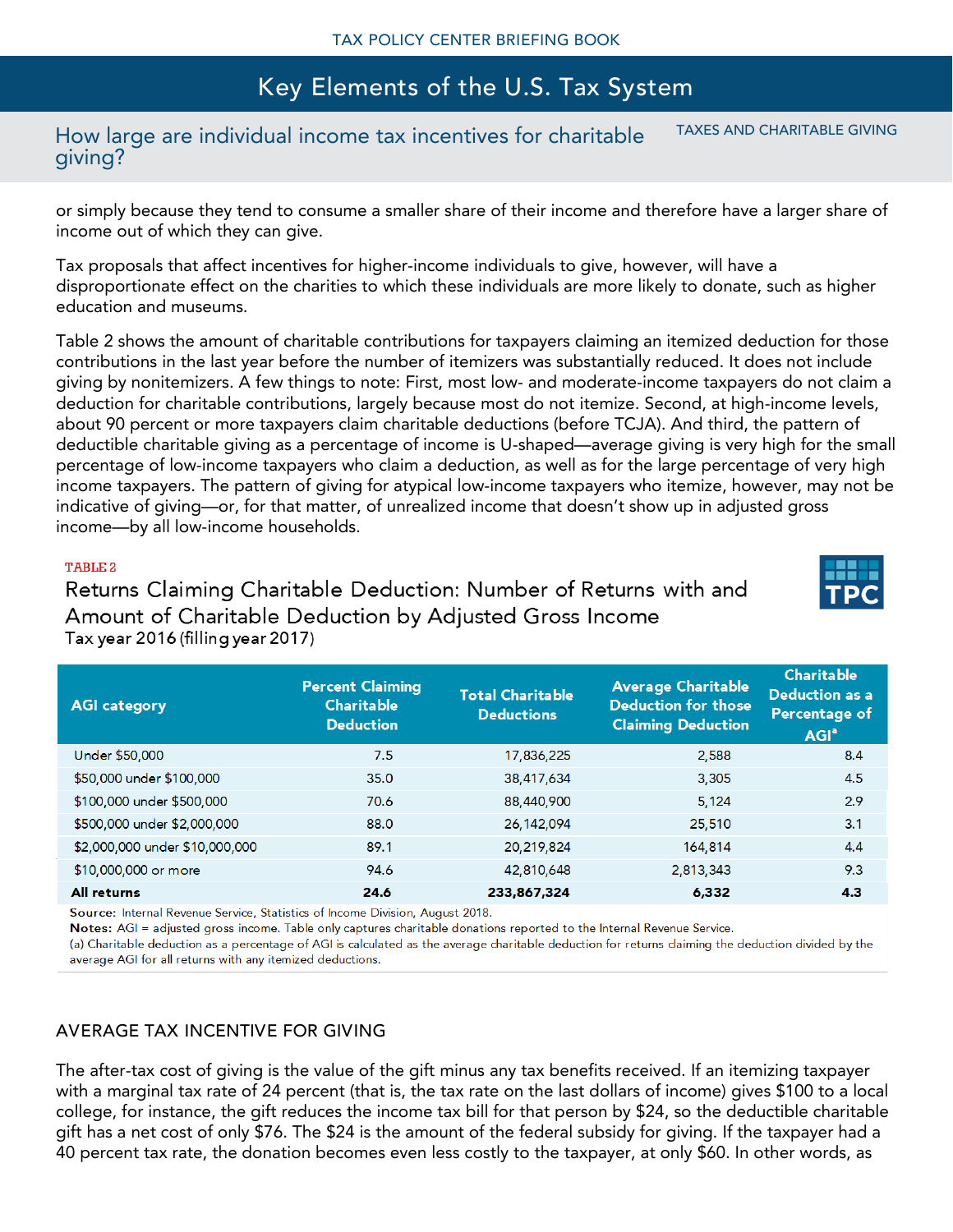or simply because they tend to consume a smaller share of their income and therefore have a larger share of income out of which they can give.

Tax proposals that affect incentives for higher-income individuals to give, however, will have a disproportionate effect on the charities to which these individuals are more likely to donate, such as higher education and museums.

Table 2 shows the amount of charitable contributions for taxpayers claiming an itemized deduction for those contributions in the last year before the number of itemizers was substantially reduced. It does not include giving by nonitemizers. A few things to note: First, most low- and moderate-income taxpayers do not claim a deduction for charitable contributions, largely because most do not itemize. Second, at high-income levels, about 90 percent or more taxpayers claim charitable deductions (before TCJA). And third, the pattern of deductible charitable giving as a percentage of income is U-shaped—average giving is very high for the small percentage of low-income taxpayers who claim a deduction, as well as for the large percentage of very high income taxpayers. The pattern of giving for atypical low-income taxpayers who itemize, however, may not be indicative of giving—or, for that matter, of unrealized income that doesn't show up in adjusted gross income—by all low-income households.

TABLE 2

**Returns Claiming Charitable Deduction: Number of Returns with and Amount of Charitable Deduction by Adjusted Gross Income**

Tax year 2016 (filling year 2017)

| AGI category | Percent Claiming Charitable Deduction | Total Charitable Deductions | Average Charitable Deduction for those Claiming Deduction | Charitable Deduction as a Percentage of AGI[a] |
|---|---|---|---|---|
| Under $50,000 | 7.5 | 17,836,225 | 2,588 | 8.4 |
| $50,000 under $100,000 | 35.0 | 38,417,634 | 3,305 | 4.5 |
| $100,000 under $500,000 | 70.6 | 88,440,900 | 5,124 | 2.9 |
| $500,000 under $2,000,000 | 88.0 | 26,142,094 | 25,510 | 3.1 |
| $2,000,000 under $10,000,000 | 89.1 | 20,219,824 | 164,814 | 4.4 |
| $10,000,000 or more | 94.6 | 42,810,648 | 2,813,343 | 9.3 |
| **All returns** | **24.6** | **233,867,324** | **6,332** | **4.3** |

**Source:** Internal Revenue Service, Statistics of Income Division, August 2018.

**Notes:** AGI = adjusted gross income. Table only captures charitable donations reported to the Internal Revenue Service.

(a) Charitable deduction as a percentage of AGI is calculated as the average charitable deduction for returns claiming the deduction divided by the average AGI for all returns with any itemized deductions.

## AVERAGE TAX INCENTIVE FOR GIVING

The after-tax cost of giving is the value of the gift minus any tax benefits received. If an itemizing taxpayer with a marginal tax rate of 24 percent (that is, the tax rate on the last dollars of income) gives $100 to a local college, for instance, the gift reduces the income tax bill for that person by $24, so the deductible charitable gift has a net cost of only $76. The $24 is the amount of the federal subsidy for giving. If the taxpayer had a 40 percent tax rate, the donation becomes even less costly to the taxpayer, at only $60. In other words, as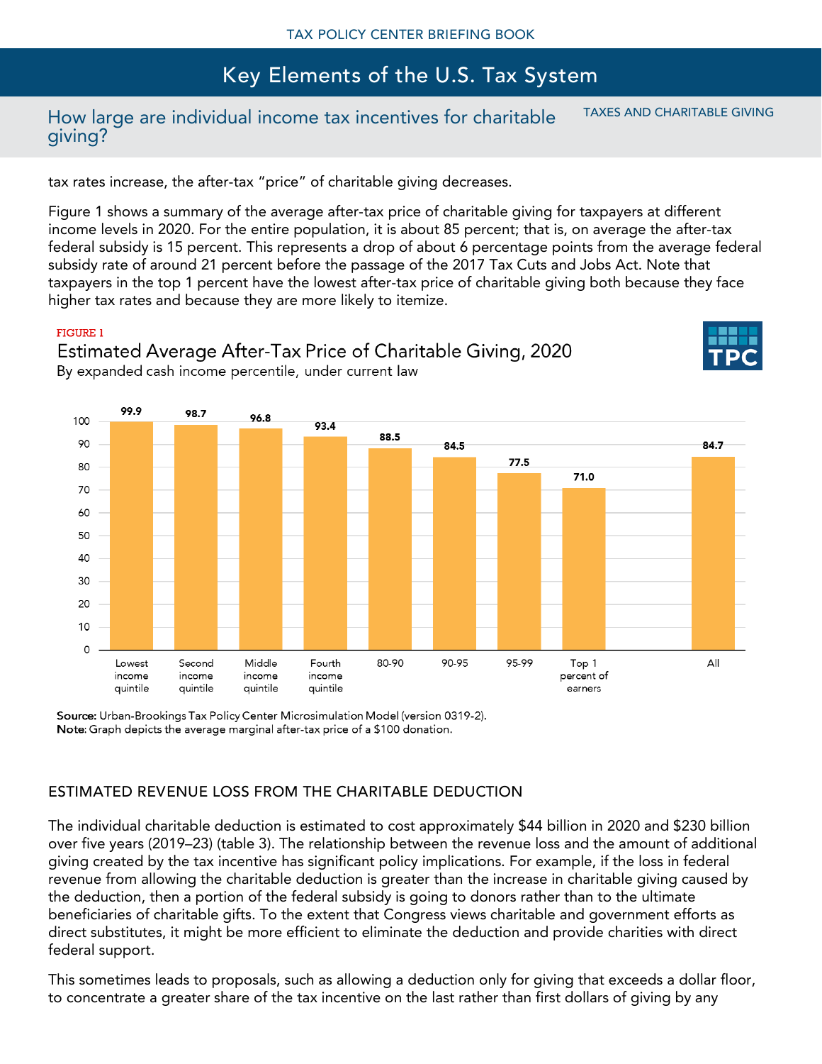tax rates increase, the after-tax "price" of charitable giving decreases.

Figure 1 shows a summary of the average after-tax price of charitable giving for taxpayers at different income levels in 2020. For the entire population, it is about 85 percent; that is, on average the after-tax federal subsidy is 15 percent. This represents a drop of about 6 percentage points from the average federal subsidy rate of around 21 percent before the passage of the 2017 Tax Cuts and Jobs Act. Note that taxpayers in the top 1 percent have the lowest after-tax price of charitable giving both because they face higher tax rates and because they are more likely to itemize.

FIGURE 1

**Estimated Average After-Tax Price of Charitable Giving, 2020**

By expanded cash income percentile, under current law

| Income group | After-tax price |
|---|---|
| Lowest income quintile | 99.9 |
| Second income quintile | 98.7 |
| Middle income quintile | 96.8 |
| Fourth income quintile | 93.4 |
| 80-90 | 88.5 |
| 90-95 | 84.5 |
| 95-99 | 77.5 |
| Top 1 percent of earners | 71.0 |
| All | 84.7 |

**Source:** Urban-Brookings Tax Policy Center Microsimulation Model (version 0319-2).
**Note**: Graph depicts the average marginal after-tax price of a $100 donation.

## ESTIMATED REVENUE LOSS FROM THE CHARITABLE DEDUCTION

The individual charitable deduction is estimated to cost approximately $44 billion in 2020 and $230 billion over five years (2019–23) (table 3). The relationship between the revenue loss and the amount of additional giving created by the tax incentive has significant policy implications. For example, if the loss in federal revenue from allowing the charitable deduction is greater than the increase in charitable giving caused by the deduction, then a portion of the federal subsidy is going to donors rather than to the ultimate beneficiaries of charitable gifts. To the extent that Congress views charitable and government efforts as direct substitutes, it might be more efficient to eliminate the deduction and provide charities with direct federal support.

This sometimes leads to proposals, such as allowing a deduction only for giving that exceeds a dollar floor, to concentrate a greater share of the tax incentive on the last rather than first dollars of giving by any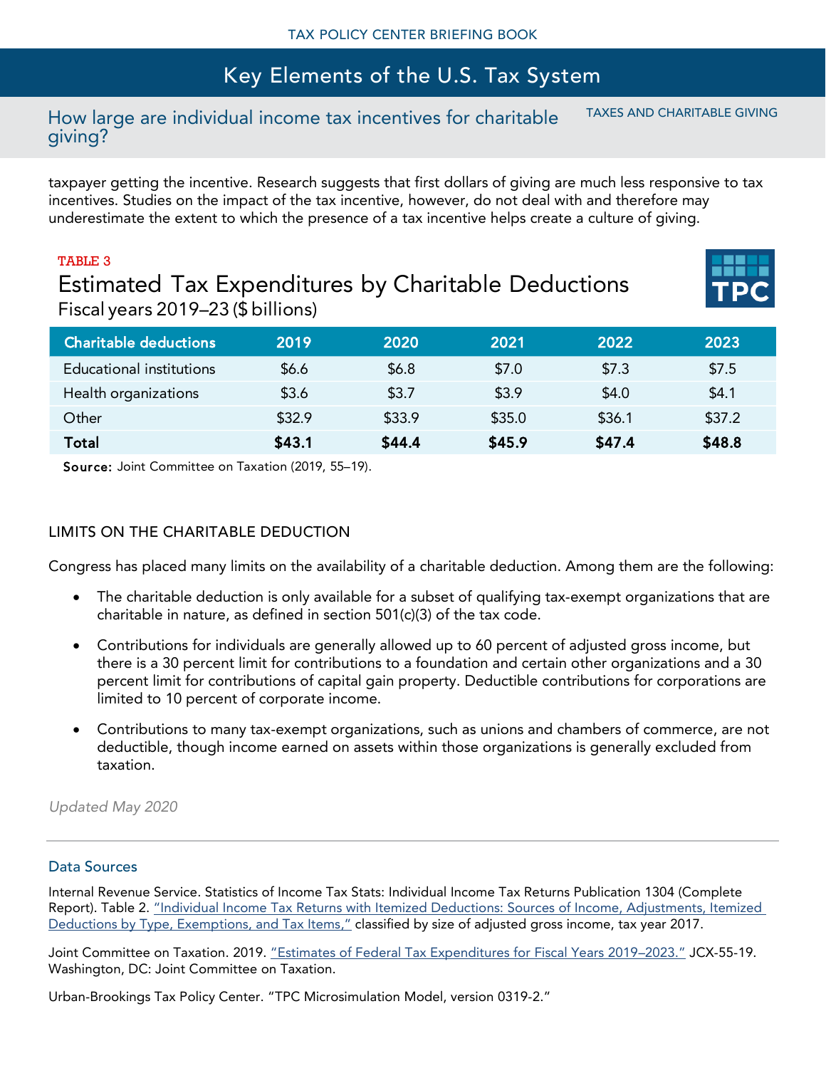taxpayer getting the incentive. Research suggests that first dollars of giving are much less responsive to tax incentives. Studies on the impact of the tax incentive, however, do not deal with and therefore may underestimate the extent to which the presence of a tax incentive helps create a culture of giving.

TABLE 3

### Estimated Tax Expenditures by Charitable Deductions

Fiscal years 2019–23 ($ billions)

| Charitable deductions | 2019 | 2020 | 2021 | 2022 | 2023 |
|---|---|---|---|---|---|
| Educational institutions | $6.6 | $6.8 | $7.0 | $7.3 | $7.5 |
| Health organizations | $3.6 | $3.7 | $3.9 | $4.0 | $4.1 |
| Other | $32.9 | $33.9 | $35.0 | $36.1 | $37.2 |
| **Total** | **$43.1** | **$44.4** | **$45.9** | **$47.4** | **$48.8** |

**Source:** Joint Committee on Taxation (2019, 55–19).

## LIMITS ON THE CHARITABLE DEDUCTION

Congress has placed many limits on the availability of a charitable deduction. Among them are the following:

- The charitable deduction is only available for a subset of qualifying tax-exempt organizations that are charitable in nature, as defined in section 501(c)(3) of the tax code.
- Contributions for individuals are generally allowed up to 60 percent of adjusted gross income, but there is a 30 percent limit for contributions to a foundation and certain other organizations and a 30 percent limit for contributions of capital gain property. Deductible contributions for corporations are limited to 10 percent of corporate income.
- Contributions to many tax-exempt organizations, such as unions and chambers of commerce, are not deductible, though income earned on assets within those organizations is generally excluded from taxation.

*Updated May 2020*

---

### Data Sources

Internal Revenue Service. Statistics of Income Tax Stats: Individual Income Tax Returns Publication 1304 (Complete Report). Table 2. "Individual Income Tax Returns with Itemized Deductions: Sources of Income, Adjustments, Itemized Deductions by Type, Exemptions, and Tax Items," classified by size of adjusted gross income, tax year 2017.

Joint Committee on Taxation. 2019. "Estimates of Federal Tax Expenditures for Fiscal Years 2019–2023." JCX-55-19. Washington, DC: Joint Committee on Taxation.

Urban-Brookings Tax Policy Center. "TPC Microsimulation Model, version 0319-2."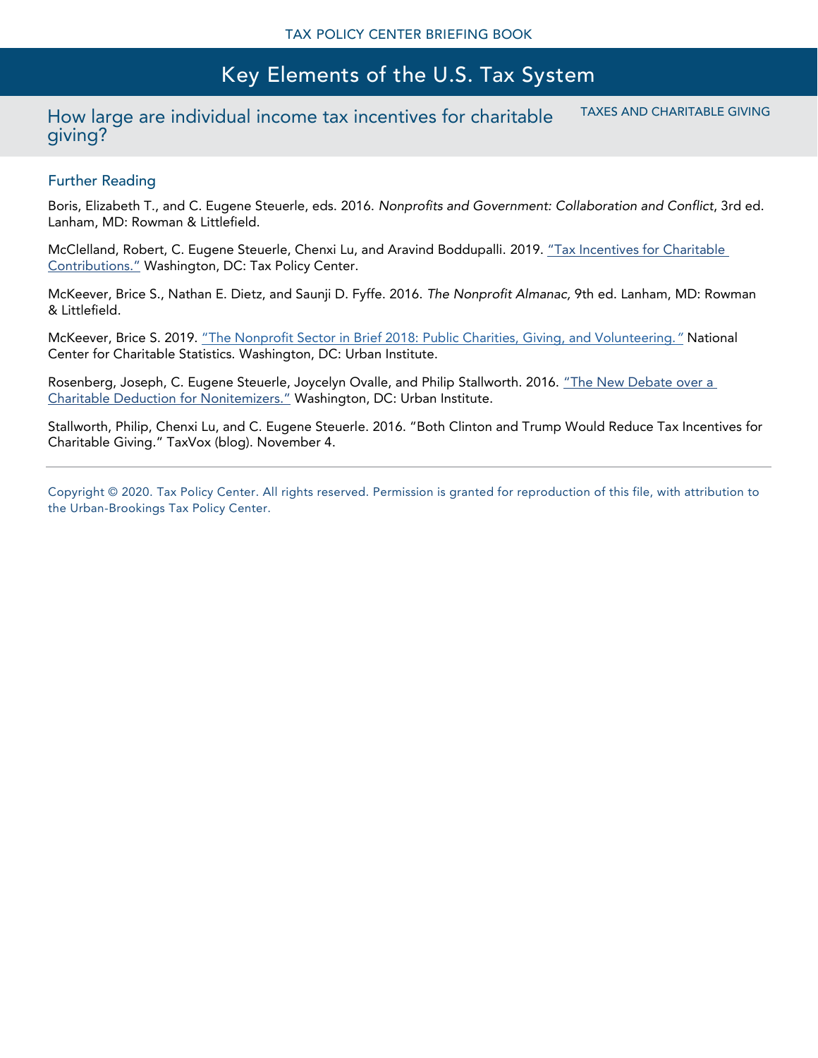# Key Elements of the U.S. Tax System

## How large are individual income tax incentives for charitable giving?

TAXES AND CHARITABLE GIVING

### Further Reading

Boris, Elizabeth T., and C. Eugene Steuerle, eds. 2016. *Nonprofits and Government: Collaboration and Conflict*, 3rd ed. Lanham, MD: Rowman & Littlefield.

McClelland, Robert, C. Eugene Steuerle, Chenxi Lu, and Aravind Boddupalli. 2019. "Tax Incentives for Charitable Contributions." Washington, DC: Tax Policy Center.

McKeever, Brice S., Nathan E. Dietz, and Saunji D. Fyffe. 2016. *The Nonprofit Almanac*, 9th ed. Lanham, MD: Rowman & Littlefield.

McKeever, Brice S. 2019. "The Nonprofit Sector in Brief 2018: Public Charities, Giving, and Volunteering." National Center for Charitable Statistics. Washington, DC: Urban Institute.

Rosenberg, Joseph, C. Eugene Steuerle, Joycelyn Ovalle, and Philip Stallworth. 2016. "The New Debate over a Charitable Deduction for Nonitemizers." Washington, DC: Urban Institute.

Stallworth, Philip, Chenxi Lu, and C. Eugene Steuerle. 2016. "Both Clinton and Trump Would Reduce Tax Incentives for Charitable Giving." TaxVox (blog). November 4.

Copyright © 2020. Tax Policy Center. All rights reserved. Permission is granted for reproduction of this file, with attribution to the Urban-Brookings Tax Policy Center.